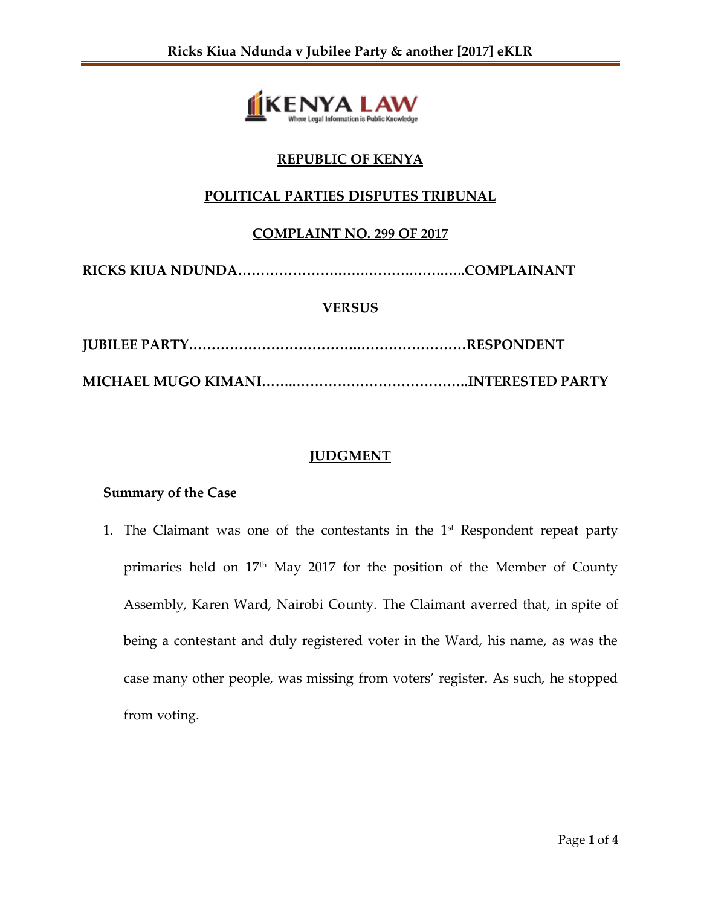**REPUBLIC OF KENYA**

**POLITICAL PARTIES DISPUTES TRIBUNAL**

**COMPLAINT NO. 299 OF 2017**

**RICKS KIUA NDUNDA……………………………………………..COMPLAINANT**

**VERSUS**

**JUBILEE PARTY……………………………..……………………RESPONDENT**

**MICHAEL MUGO KIMANI……..………………………………..INTERESTED PARTY**

**JUDGMENT**

**Summary of the Case**

1. The Claimant was one of the contestants in the 1st Respondent repeat party primaries held on 17th May 2017 for the position of the Member of County Assembly, Karen Ward, Nairobi County. The Claimant averred that, in spite of being a contestant and duly registered voter in the Ward, his name, as was the case many other people, was missing from voters' register. As such, he stopped from voting.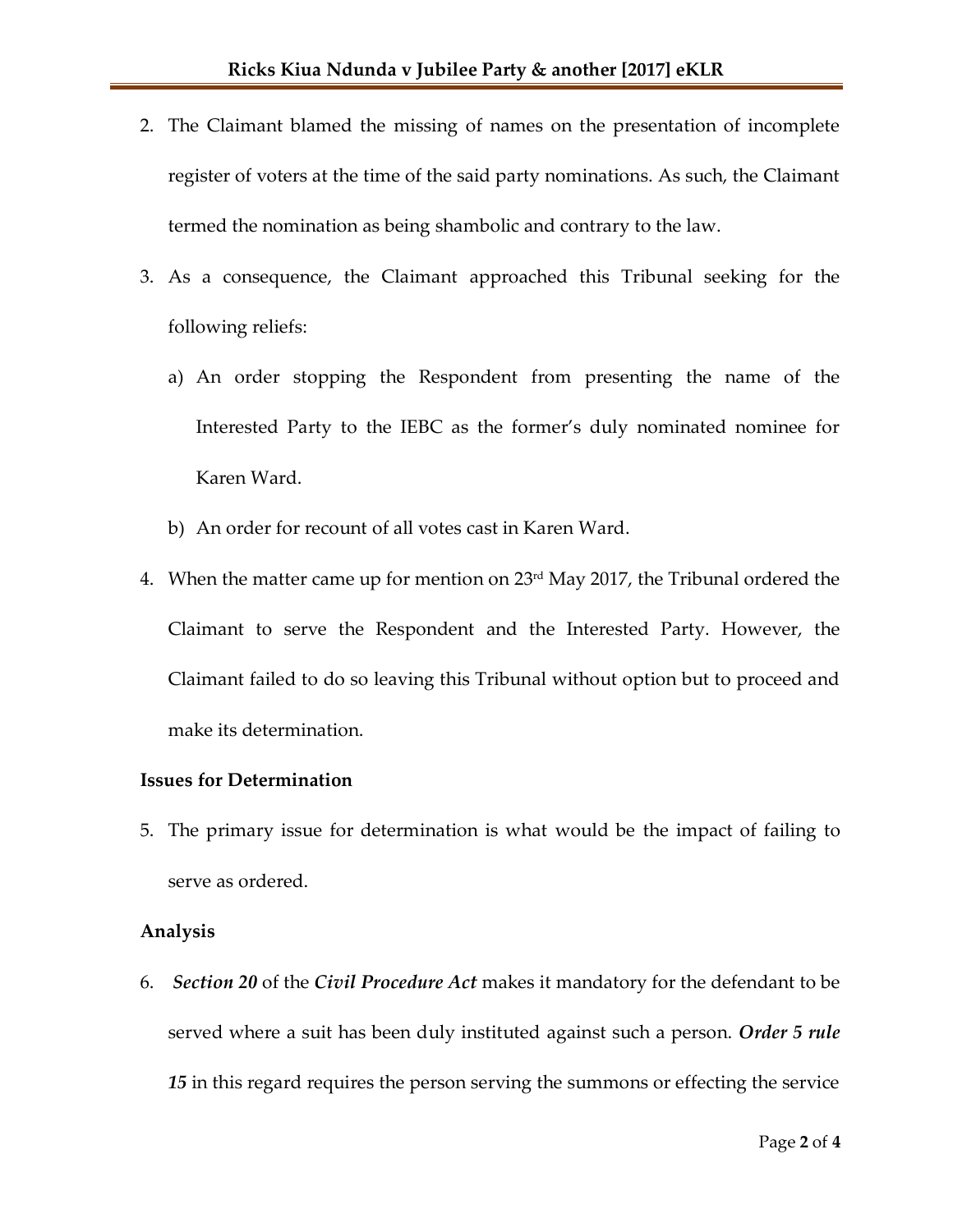2. The Claimant blamed the missing of names on the presentation of incomplete register of voters at the time of the said party nominations. As such, the Claimant termed the nomination as being shambolic and contrary to the law.

3. As a consequence, the Claimant approached this Tribunal seeking for the following reliefs:

   a) An order stopping the Respondent from presenting the name of the Interested Party to the IEBC as the former's duly nominated nominee for Karen Ward.

   b) An order for recount of all votes cast in Karen Ward.

4. When the matter came up for mention on 23rd May 2017, the Tribunal ordered the Claimant to serve the Respondent and the Interested Party. However, the Claimant failed to do so leaving this Tribunal without option but to proceed and make its determination.

**Issues for Determination**

5. The primary issue for determination is what would be the impact of failing to serve as ordered.

**Analysis**

6. ***Section 20*** of the ***Civil Procedure Act*** makes it mandatory for the defendant to be served where a suit has been duly instituted against such a person. ***Order 5 rule 15*** in this regard requires the person serving the summons or effecting the service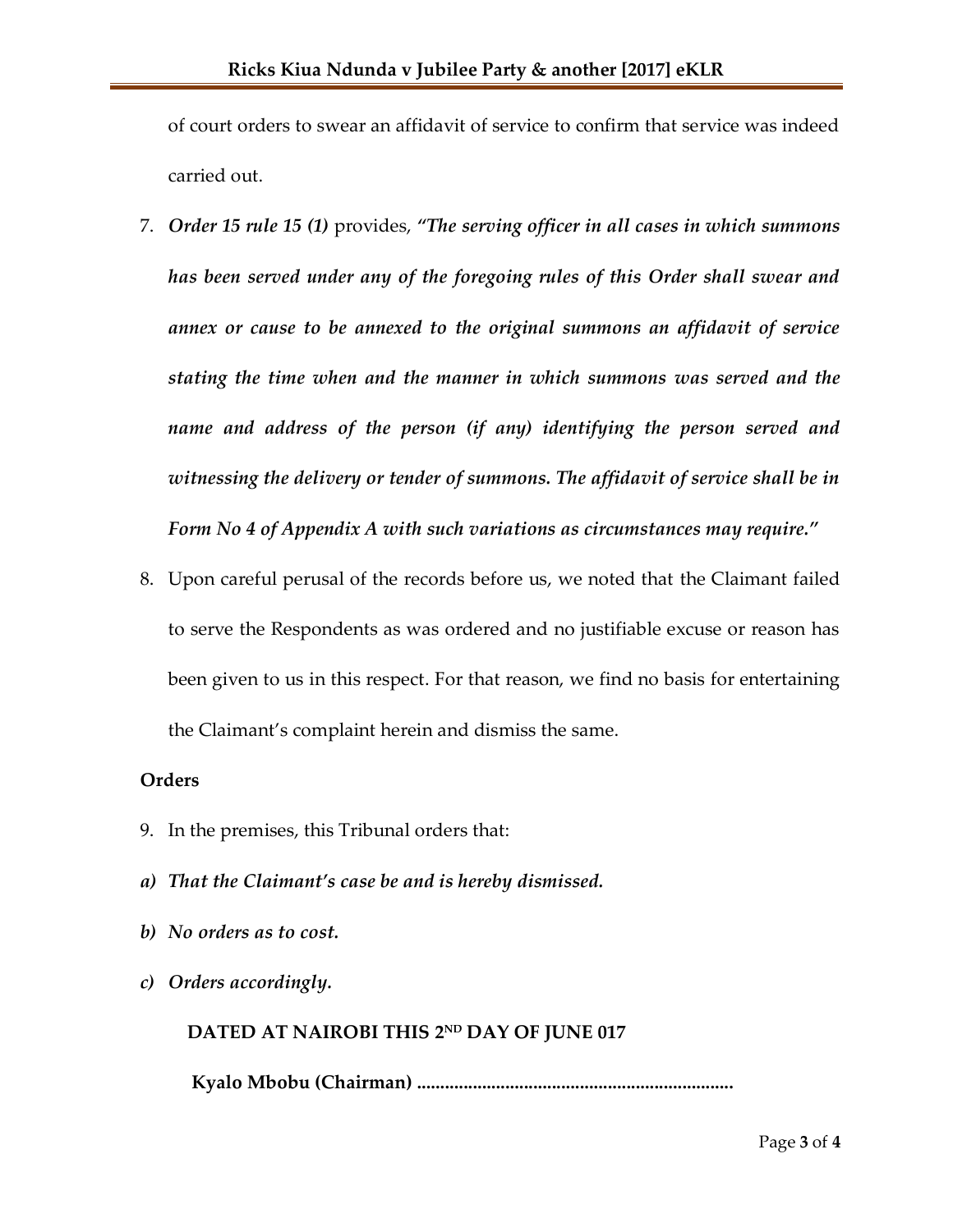of court orders to swear an affidavit of service to confirm that service was indeed carried out.

7. ***Order 15 rule 15 (1)*** provides, ***"The serving officer in all cases in which summons has been served under any of the foregoing rules of this Order shall swear and annex or cause to be annexed to the original summons an affidavit of service stating the time when and the manner in which summons was served and the name and address of the person (if any) identifying the person served and witnessing the delivery or tender of summons. The affidavit of service shall be in Form No 4 of Appendix A with such variations as circumstances may require."***

8. Upon careful perusal of the records before us, we noted that the Claimant failed to serve the Respondents as was ordered and no justifiable excuse or reason has been given to us in this respect. For that reason, we find no basis for entertaining the Claimant's complaint herein and dismiss the same.

**Orders**

9. In the premises, this Tribunal orders that:

***a) That the Claimant's case be and is hereby dismissed.***

***b) No orders as to cost.***

***c) Orders accordingly.***

**DATED AT NAIROBI THIS 2ND DAY OF JUNE 017**

**Kyalo Mbobu (Chairman) ..................................................................**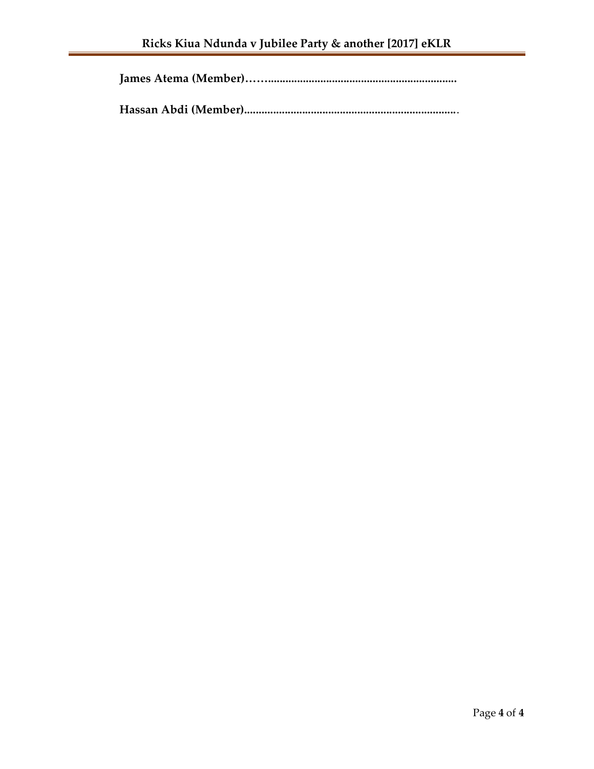**James Atema (Member)……...............................................................**

**Hassan Abdi (Member).........................................................................**.